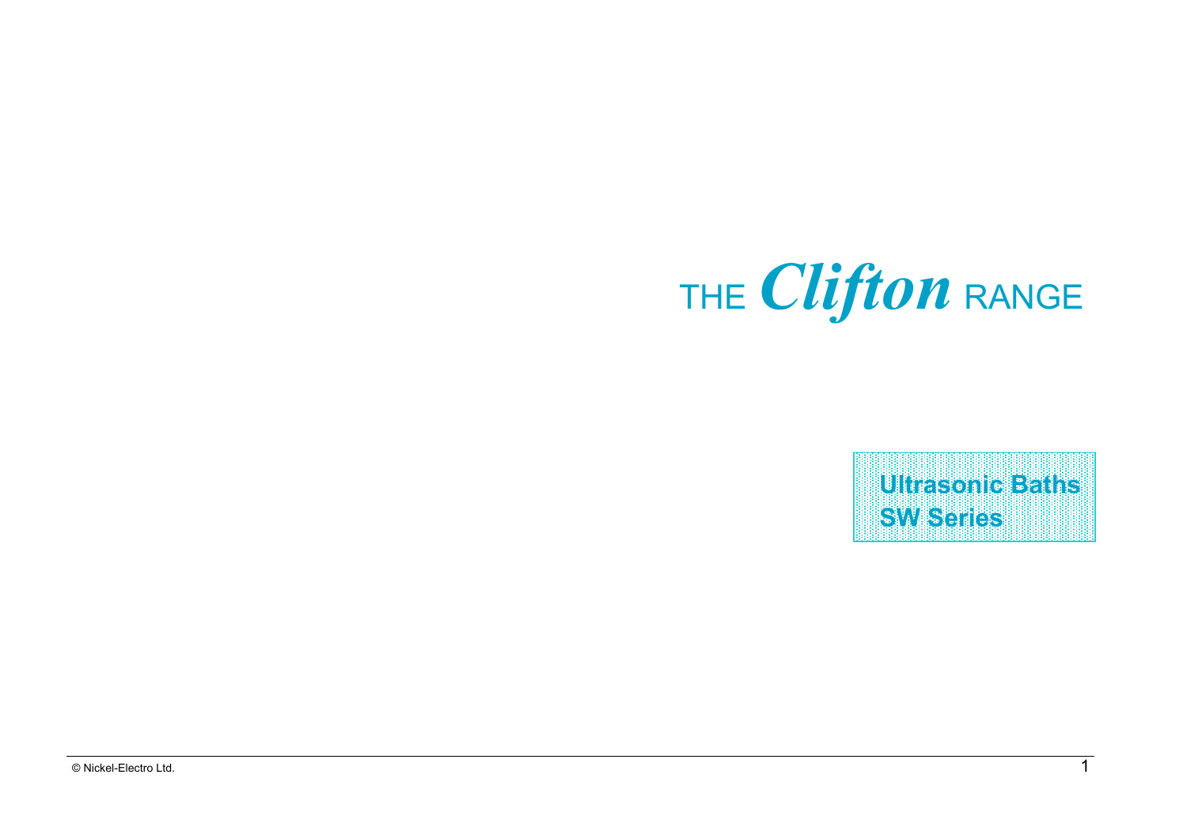# THE *Clifton* RANGE

**Ultrasonic Baths**
**SW Series**

© Nickel-Electro Ltd.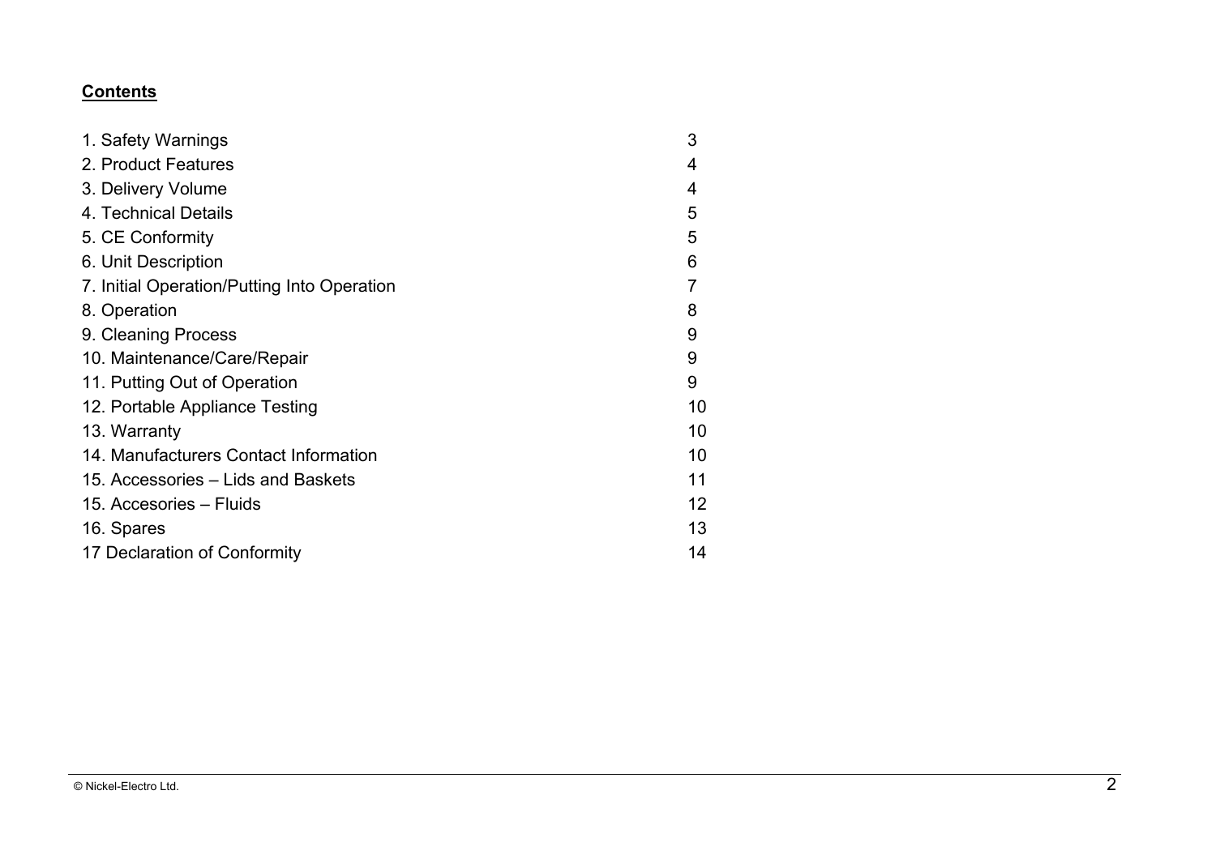**Contents**

| | |
|---|---|
| 1. Safety Warnings | 3 |
| 2. Product Features | 4 |
| 3. Delivery Volume | 4 |
| 4. Technical Details | 5 |
| 5. CE Conformity | 5 |
| 6. Unit Description | 6 |
| 7. Initial Operation/Putting Into Operation | 7 |
| 8. Operation | 8 |
| 9. Cleaning Process | 9 |
| 10. Maintenance/Care/Repair | 9 |
| 11. Putting Out of Operation | 9 |
| 12. Portable Appliance Testing | 10 |
| 13. Warranty | 10 |
| 14. Manufacturers Contact Information | 10 |
| 15. Accessories – Lids and Baskets | 11 |
| 15. Accesories – Fluids | 12 |
| 16. Spares | 13 |
| 17 Declaration of Conformity | 14 |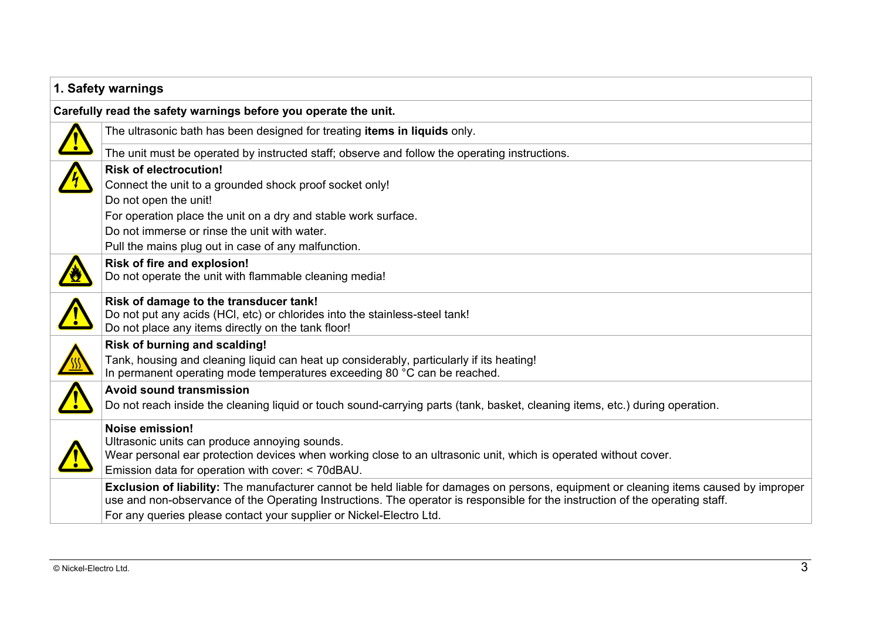| 1. Safety warnings | |
|---|---|
| **Carefully read the safety warnings before you operate the unit.** | |
| | The ultrasonic bath has been designed for treating **items in liquids** only. |
| | The unit must be operated by instructed staff; observe and follow the operating instructions. |
| | **Risk of electrocution!**<br>Connect the unit to a grounded shock proof socket only!<br>Do not open the unit!<br>For operation place the unit on a dry and stable work surface.<br>Do not immerse or rinse the unit with water.<br>Pull the mains plug out in case of any malfunction. |
| | **Risk of fire and explosion!**<br>Do not operate the unit with flammable cleaning media! |
| | **Risk of damage to the transducer tank!**<br>Do not put any acids (HCl, etc) or chlorides into the stainless-steel tank!<br>Do not place any items directly on the tank floor! |
| | **Risk of burning and scalding!**<br>Tank, housing and cleaning liquid can heat up considerably, particularly if its heating!<br>In permanent operating mode temperatures exceeding 80 °C can be reached. |
| | **Avoid sound transmission**<br>Do not reach inside the cleaning liquid or touch sound-carrying parts (tank, basket, cleaning items, etc.) during operation. |
| | **Noise emission!**<br>Ultrasonic units can produce annoying sounds.<br>Wear personal ear protection devices when working close to an ultrasonic unit, which is operated without cover.<br>Emission data for operation with cover: < 70dBAU. |
| | **Exclusion of liability:** The manufacturer cannot be held liable for damages on persons, equipment or cleaning items caused by improper use and non-observance of the Operating Instructions. The operator is responsible for the instruction of the operating staff.<br>For any queries please contact your supplier or Nickel-Electro Ltd. |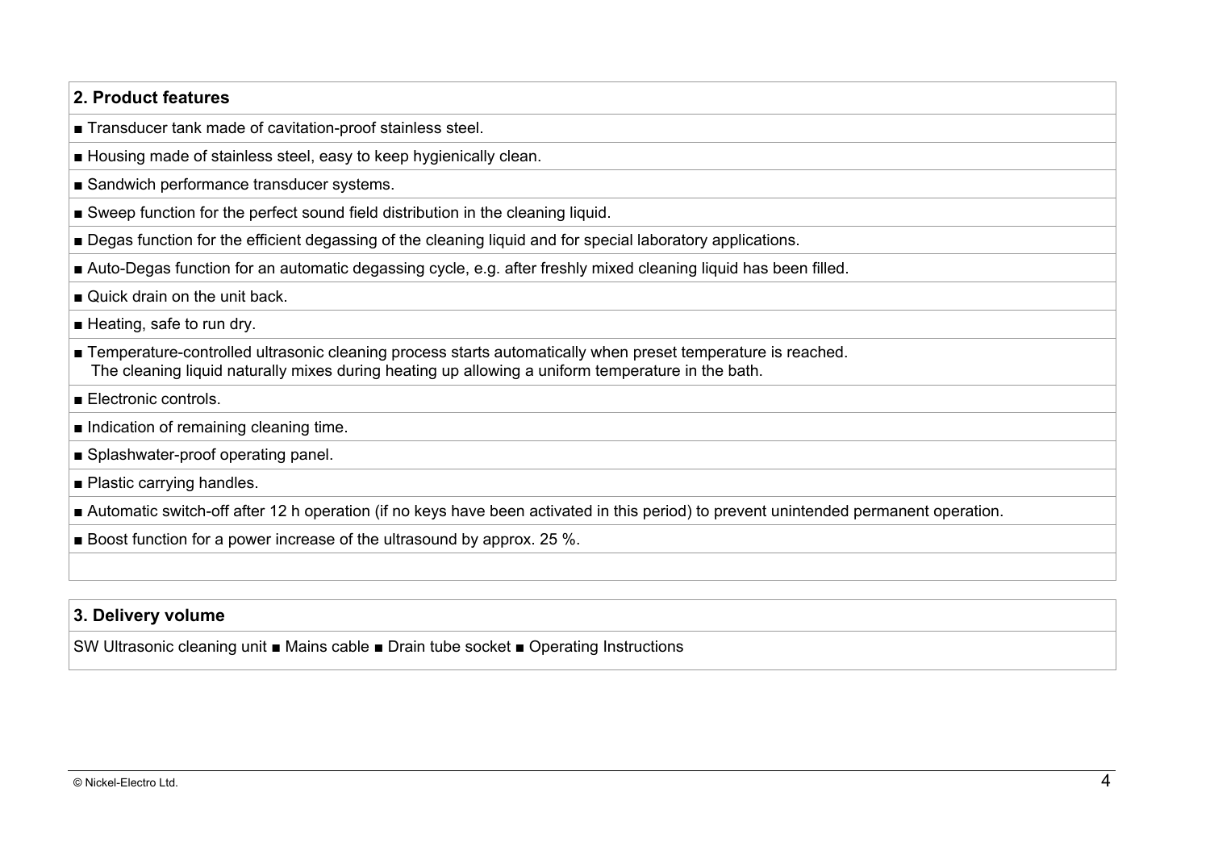## 2. Product features

- Transducer tank made of cavitation-proof stainless steel.
- Housing made of stainless steel, easy to keep hygienically clean.
- Sandwich performance transducer systems.
- Sweep function for the perfect sound field distribution in the cleaning liquid.
- Degas function for the efficient degassing of the cleaning liquid and for special laboratory applications.
- Auto-Degas function for an automatic degassing cycle, e.g. after freshly mixed cleaning liquid has been filled.
- Quick drain on the unit back.
- Heating, safe to run dry.
- Temperature-controlled ultrasonic cleaning process starts automatically when preset temperature is reached.
  The cleaning liquid naturally mixes during heating up allowing a uniform temperature in the bath.
- Electronic controls.
- Indication of remaining cleaning time.
- Splashwater-proof operating panel.
- Plastic carrying handles.
- Automatic switch-off after 12 h operation (if no keys have been activated in this period) to prevent unintended permanent operation.
- Boost function for a power increase of the ultrasound by approx. 25 %.

## 3. Delivery volume

SW Ultrasonic cleaning unit ■ Mains cable ■ Drain tube socket ■ Operating Instructions

© Nickel-Electro Ltd.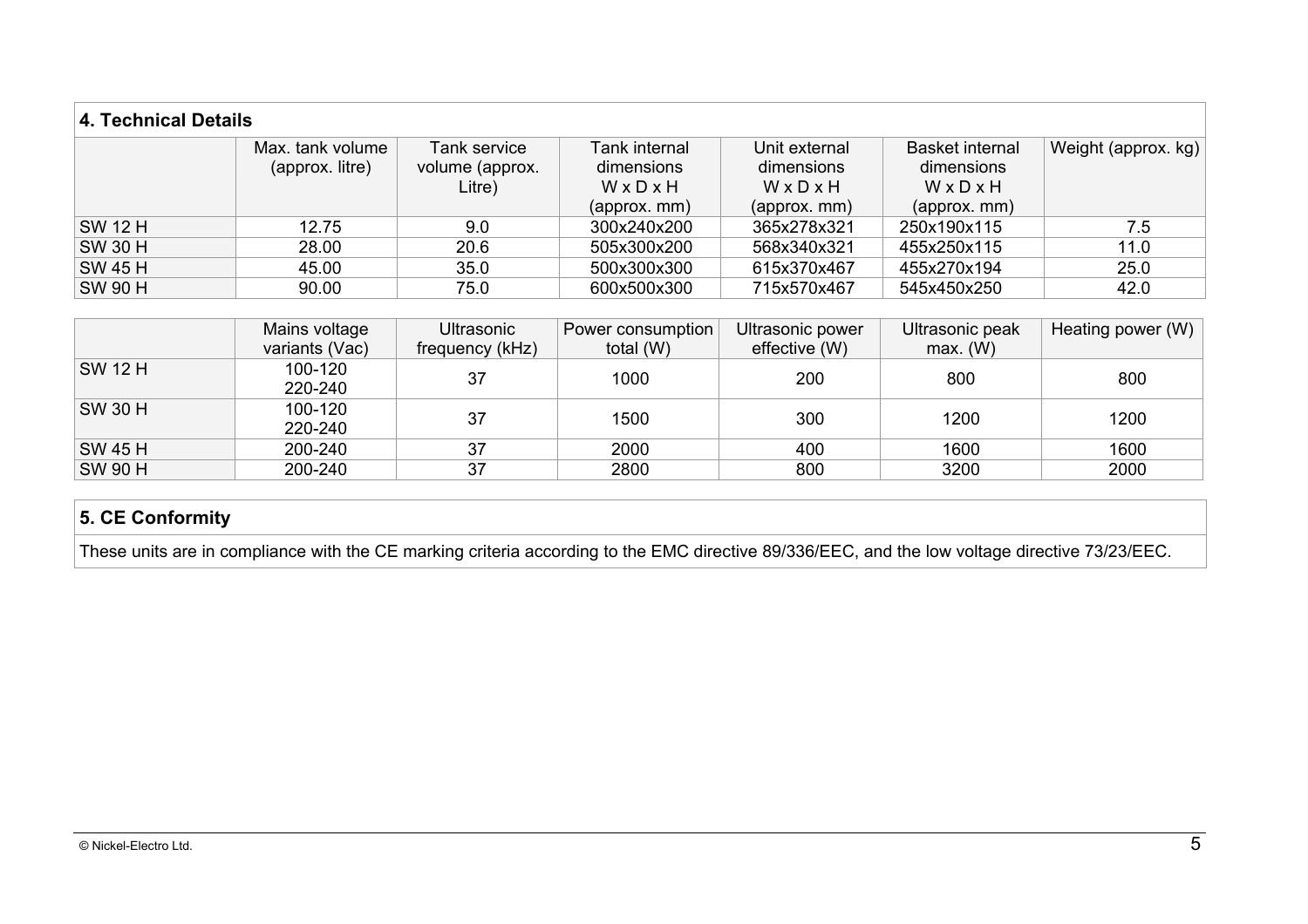## 4. Technical Details

| | Max. tank volume (approx. litre) | Tank service volume (approx. Litre) | Tank internal dimensions W x D x H (approx. mm) | Unit external dimensions W x D x H (approx. mm) | Basket internal dimensions W x D x H (approx. mm) | Weight (approx. kg) |
|---|---|---|---|---|---|---|
| SW 12 H | 12.75 | 9.0 | 300x240x200 | 365x278x321 | 250x190x115 | 7.5 |
| SW 30 H | 28.00 | 20.6 | 505x300x200 | 568x340x321 | 455x250x115 | 11.0 |
| SW 45 H | 45.00 | 35.0 | 500x300x300 | 615x370x467 | 455x270x194 | 25.0 |
| SW 90 H | 90.00 | 75.0 | 600x500x300 | 715x570x467 | 545x450x250 | 42.0 |

| | Mains voltage variants (Vac) | Ultrasonic frequency (kHz) | Power consumption total (W) | Ultrasonic power effective (W) | Ultrasonic peak max. (W) | Heating power (W) |
|---|---|---|---|---|---|---|
| SW 12 H | 100-120<br>220-240 | 37 | 1000 | 200 | 800 | 800 |
| SW 30 H | 100-120<br>220-240 | 37 | 1500 | 300 | 1200 | 1200 |
| SW 45 H | 200-240 | 37 | 2000 | 400 | 1600 | 1600 |
| SW 90 H | 200-240 | 37 | 2800 | 800 | 3200 | 2000 |

## 5. CE Conformity

These units are in compliance with the CE marking criteria according to the EMC directive 89/336/EEC, and the low voltage directive 73/23/EEC.

© Nickel-Electro Ltd.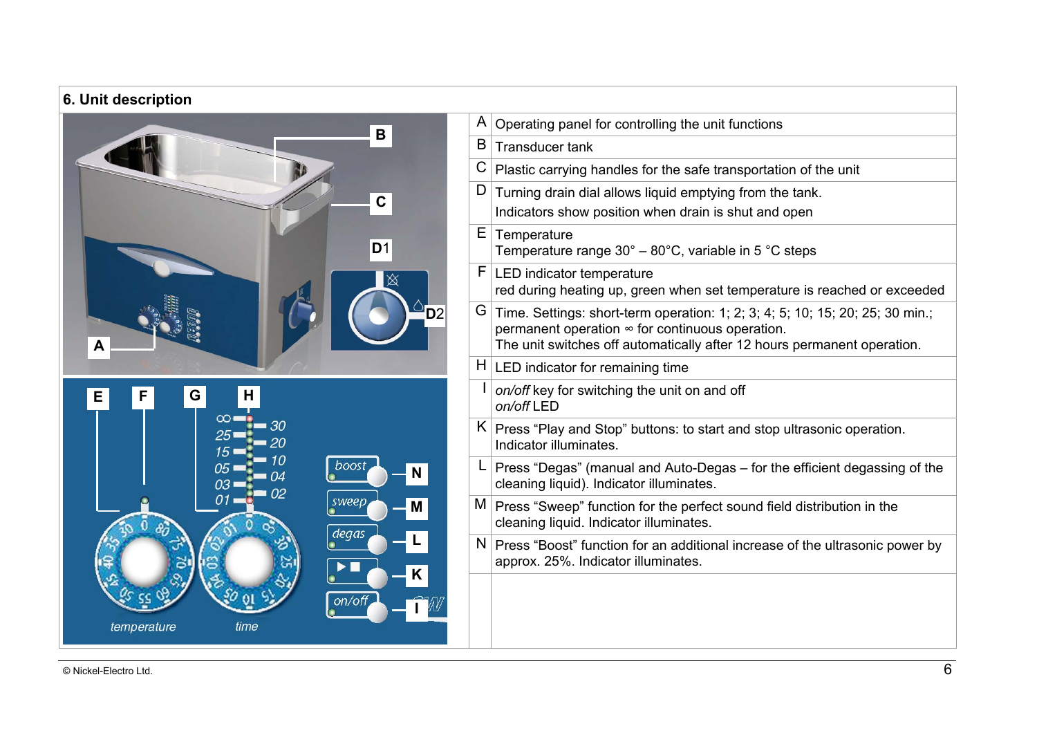## 6. Unit description

| | |
|---|---|
| A | Operating panel for controlling the unit functions |
| B | Transducer tank |
| C | Plastic carrying handles for the safe transportation of the unit |
| D | Turning drain dial allows liquid emptying from the tank.<br>Indicators show position when drain is shut and open |
| E | Temperature<br>Temperature range 30° – 80°C, variable in 5 °C steps |
| F | LED indicator temperature<br>red during heating up, green when set temperature is reached or exceeded |
| G | Time. Settings: short-term operation: 1; 2; 3; 4; 5; 10; 15; 20; 25; 30 min.;<br>permanent operation ∞ for continuous operation.<br>The unit switches off automatically after 12 hours permanent operation. |
| H | LED indicator for remaining time |
| I | *on/off* key for switching the unit on and off<br>*on/off* LED |
| K | Press “Play and Stop” buttons: to start and stop ultrasonic operation.<br>Indicator illuminates. |
| L | Press “Degas” (manual and Auto-Degas – for the efficient degassing of the cleaning liquid). Indicator illuminates. |
| M | Press “Sweep” function for the perfect sound field distribution in the cleaning liquid. Indicator illuminates. |
| N | Press “Boost” function for an additional increase of the ultrasonic power by approx. 25%. Indicator illuminates. |

© Nickel-Electro Ltd.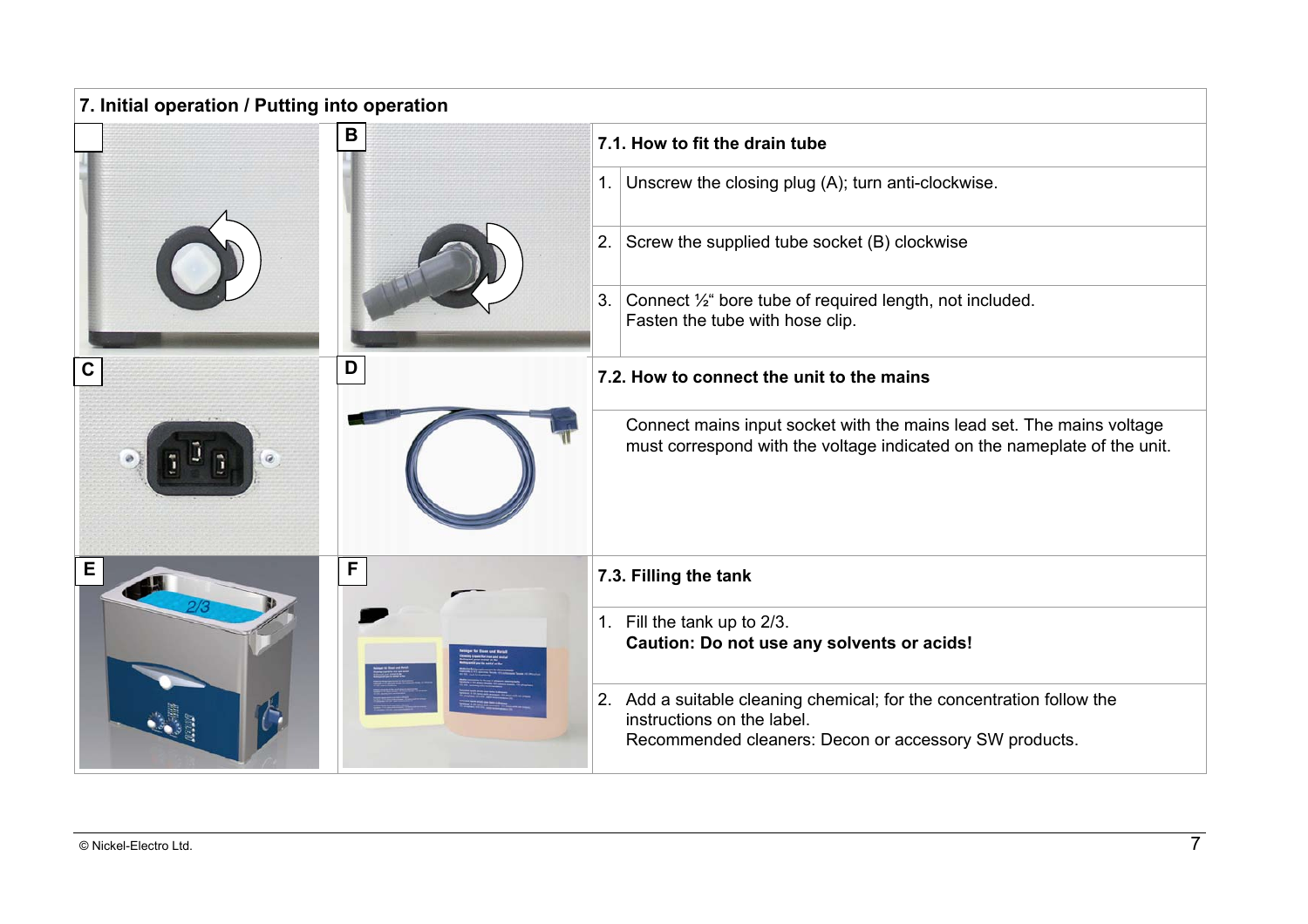## 7. Initial operation / Putting into operation

### 7.1. How to fit the drain tube

1. Unscrew the closing plug (A); turn anti-clockwise.
2. Screw the supplied tube socket (B) clockwise
3. Connect ½" bore tube of required length, not included.
   Fasten the tube with hose clip.

### 7.2. How to connect the unit to the mains

Connect mains input socket with the mains lead set. The mains voltage must correspond with the voltage indicated on the nameplate of the unit.

### 7.3. Filling the tank

1. Fill the tank up to 2/3.
   **Caution: Do not use any solvents or acids!**
2. Add a suitable cleaning chemical; for the concentration follow the instructions on the label.
   Recommended cleaners: Decon or accessory SW products.

© Nickel-Electro Ltd.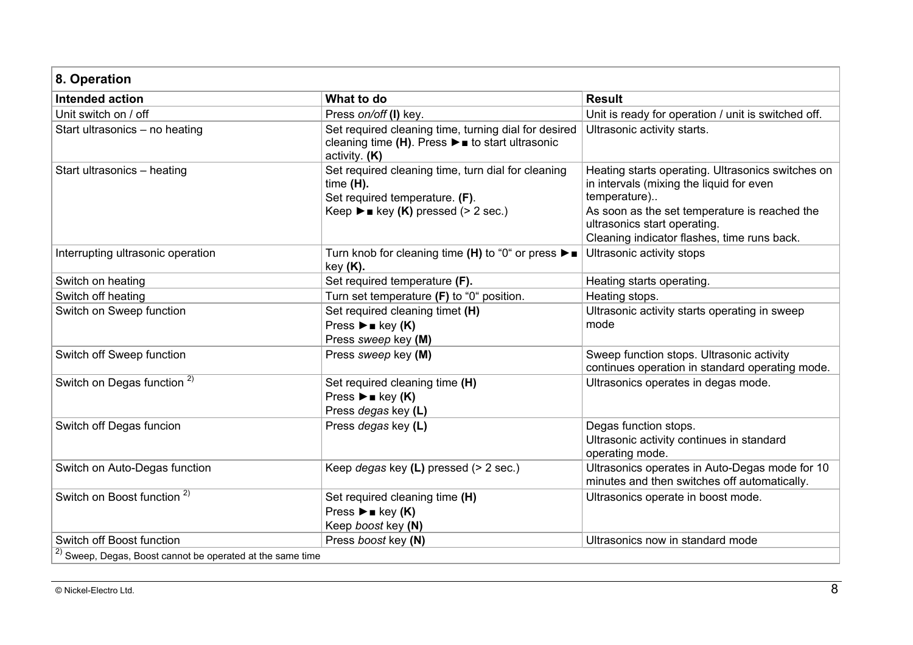## 8. Operation

| Intended action | What to do | Result |
|---|---|---|
| Unit switch on / off | Press *on/off* **(I)** key. | Unit is ready for operation / unit is switched off. |
| Start ultrasonics – no heating | Set required cleaning time, turning dial for desired cleaning time **(H)**. Press ►■ to start ultrasonic activity. **(K)** | Ultrasonic activity starts. |
| Start ultrasonics – heating | Set required cleaning time, turn dial for cleaning time **(H).**<br>Set required temperature. **(F)**.<br>Keep ►■ key **(K)** pressed (> 2 sec.) | Heating starts operating. Ultrasonics switches on in intervals (mixing the liquid for even temperature)..<br>As soon as the set temperature is reached the ultrasonics start operating.<br>Cleaning indicator flashes, time runs back. |
| Interrupting ultrasonic operation | Turn knob for cleaning time **(H)** to "0" or press ►■ key **(K).** | Ultrasonic activity stops |
| Switch on heating | Set required temperature **(F).** | Heating starts operating. |
| Switch off heating | Turn set temperature **(F)** to "0" position. | Heating stops. |
| Switch on Sweep function | Set required cleaning timet **(H)**<br>Press ►■ key **(K)**<br>Press *sweep* key **(M)** | Ultrasonic activity starts operating in sweep mode |
| Switch off Sweep function | Press *sweep* key **(M)** | Sweep function stops. Ultrasonic activity continues operation in standard operating mode. |
| Switch on Degas function [2)] | Set required cleaning time **(H)**<br>Press ►■ key **(K)**<br>Press *degas* key **(L)** | Ultrasonics operates in degas mode. |
| Switch off Degas funcion | Press *degas* key **(L)** | Degas function stops.<br>Ultrasonic activity continues in standard operating mode. |
| Switch on Auto-Degas function | Keep *degas* key **(L)** pressed (> 2 sec.) | Ultrasonics operates in Auto-Degas mode for 10 minutes and then switches off automatically. |
| Switch on Boost function [2)] | Set required cleaning time **(H)**<br>Press ►■ key **(K)**<br>Keep *boost* key **(N)** | Ultrasonics operate in boost mode. |
| Switch off Boost function | Press *boost* key **(N)** | Ultrasonics now in standard mode |

[2)] Sweep, Degas, Boost cannot be operated at the same time

© Nickel-Electro Ltd.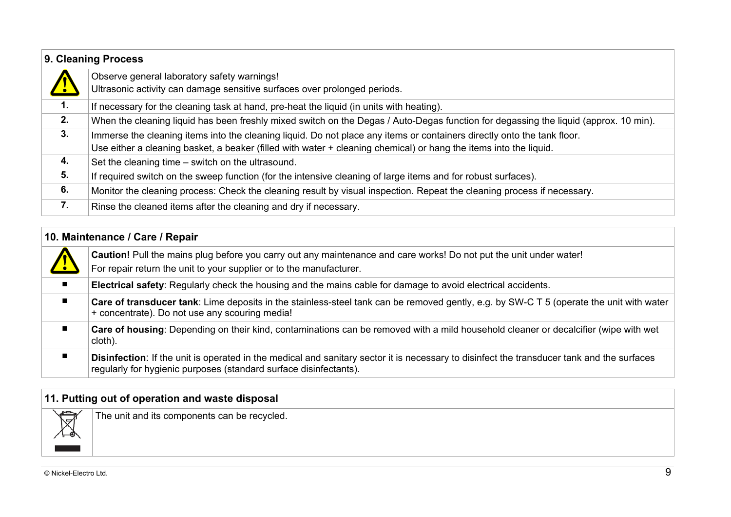## 9. Cleaning Process

| | |
|---|---|
| ⚠ | Observe general laboratory safety warnings!<br>Ultrasonic activity can damage sensitive surfaces over prolonged periods. |
| **1.** | If necessary for the cleaning task at hand, pre-heat the liquid (in units with heating). |
| **2.** | When the cleaning liquid has been freshly mixed switch on the Degas / Auto-Degas function for degassing the liquid (approx. 10 min). |
| **3.** | Immerse the cleaning items into the cleaning liquid. Do not place any items or containers directly onto the tank floor.<br>Use either a cleaning basket, a beaker (filled with water + cleaning chemical) or hang the items into the liquid. |
| **4.** | Set the cleaning time – switch on the ultrasound. |
| **5.** | If required switch on the sweep function (for the intensive cleaning of large items and for robust surfaces). |
| **6.** | Monitor the cleaning process: Check the cleaning result by visual inspection. Repeat the cleaning process if necessary. |
| **7.** | Rinse the cleaned items after the cleaning and dry if necessary. |

## 10. Maintenance / Care / Repair

| | |
|---|---|
| ⚠ | **Caution!** Pull the mains plug before you carry out any maintenance and care works! Do not put the unit under water!<br>For repair return the unit to your supplier or to the manufacturer. |
| ■ | **Electrical safety**: Regularly check the housing and the mains cable for damage to avoid electrical accidents. |
| ■ | **Care of transducer tank**: Lime deposits in the stainless-steel tank can be removed gently, e.g. by SW-C T 5 (operate the unit with water + concentrate). Do not use any scouring media! |
| ■ | **Care of housing**: Depending on their kind, contaminations can be removed with a mild household cleaner or decalcifier (wipe with wet cloth). |
| ■ | **Disinfection**: If the unit is operated in the medical and sanitary sector it is necessary to disinfect the transducer tank and the surfaces regularly for hygienic purposes (standard surface disinfectants). |

## 11. Putting out of operation and waste disposal

The unit and its components can be recycled.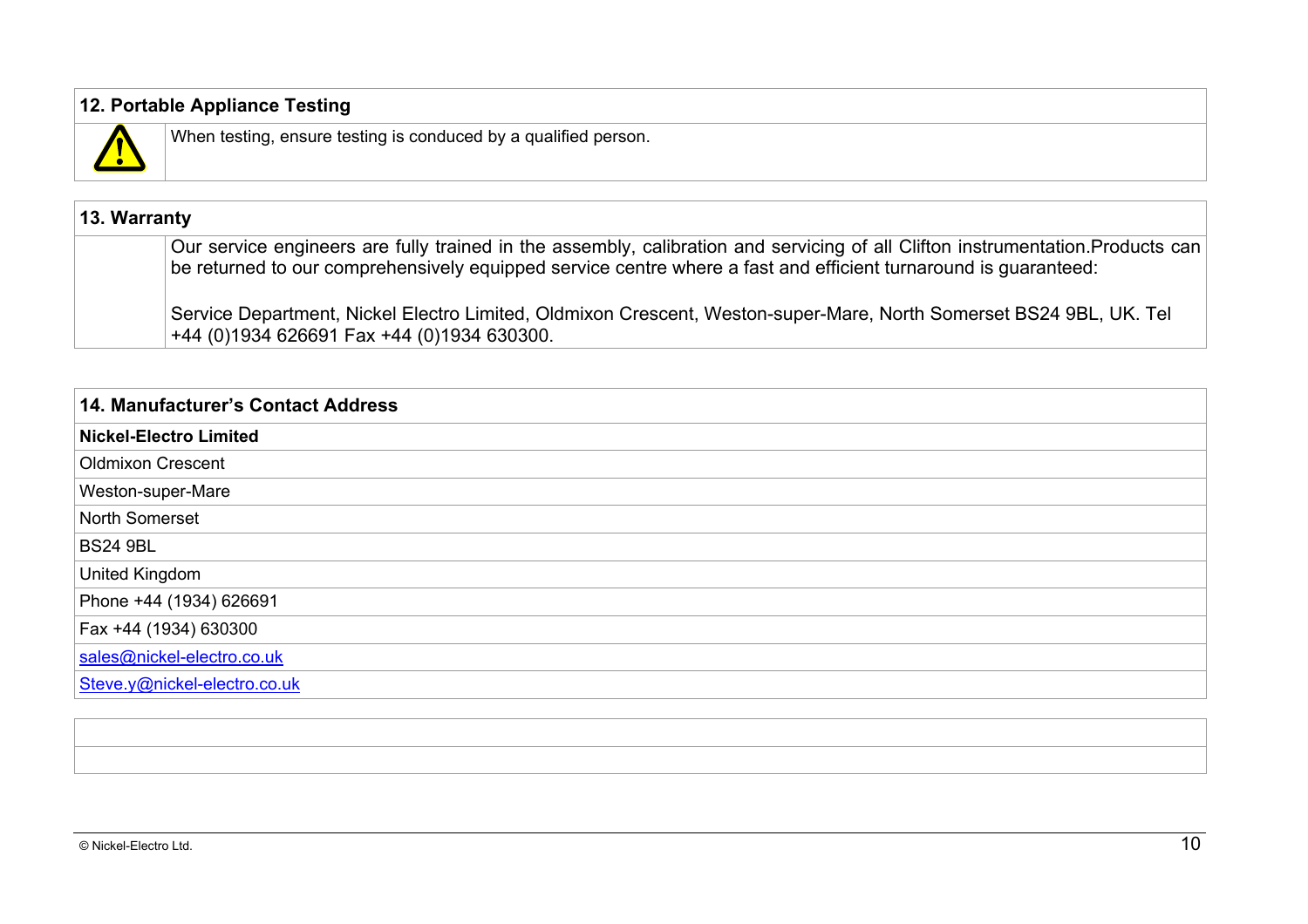## 12. Portable Appliance Testing

When testing, ensure testing is conduced by a qualified person.

## 13. Warranty

Our service engineers are fully trained in the assembly, calibration and servicing of all Clifton instrumentation.Products can be returned to our comprehensively equipped service centre where a fast and efficient turnaround is guaranteed:

Service Department, Nickel Electro Limited, Oldmixon Crescent, Weston-super-Mare, North Somerset BS24 9BL, UK. Tel +44 (0)1934 626691 Fax +44 (0)1934 630300.

## 14. Manufacturer's Contact Address

**Nickel-Electro Limited**

Oldmixon Crescent

Weston-super-Mare

North Somerset

BS24 9BL

United Kingdom

Phone +44 (1934) 626691

Fax +44 (1934) 630300

sales@nickel-electro.co.uk

Steve.y@nickel-electro.co.uk

© Nickel-Electro Ltd.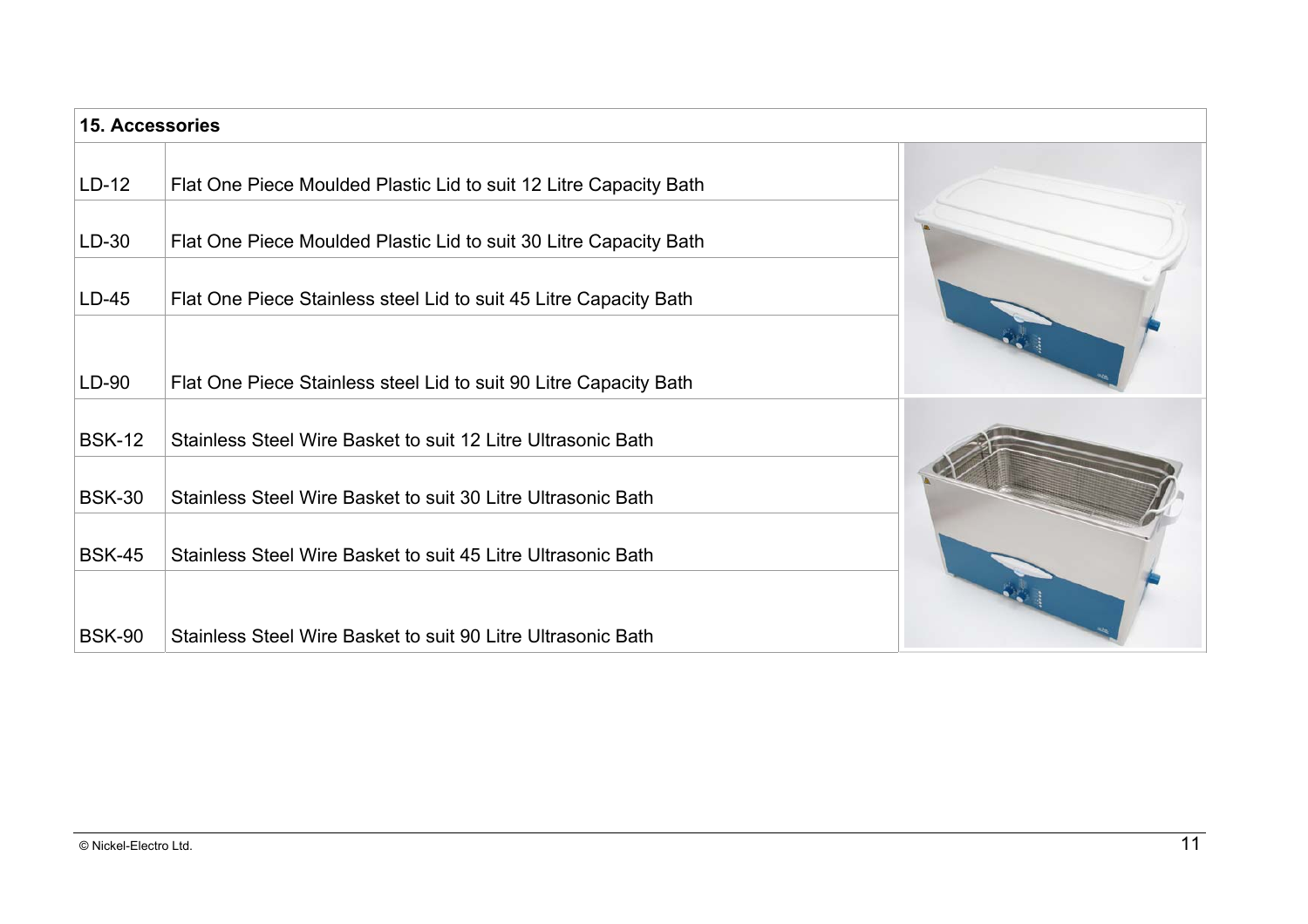## 15. Accessories

| Code | Description |
| --- | --- |
| LD-12 | Flat One Piece Moulded Plastic Lid to suit 12 Litre Capacity Bath |
| LD-30 | Flat One Piece Moulded Plastic Lid to suit 30 Litre Capacity Bath |
| LD-45 | Flat One Piece Stainless steel Lid to suit 45 Litre Capacity Bath |
| LD-90 | Flat One Piece Stainless steel Lid to suit 90 Litre Capacity Bath |
| BSK-12 | Stainless Steel Wire Basket to suit 12 Litre Ultrasonic Bath |
| BSK-30 | Stainless Steel Wire Basket to suit 30 Litre Ultrasonic Bath |
| BSK-45 | Stainless Steel Wire Basket to suit 45 Litre Ultrasonic Bath |
| BSK-90 | Stainless Steel Wire Basket to suit 90 Litre Ultrasonic Bath |

© Nickel-Electro Ltd.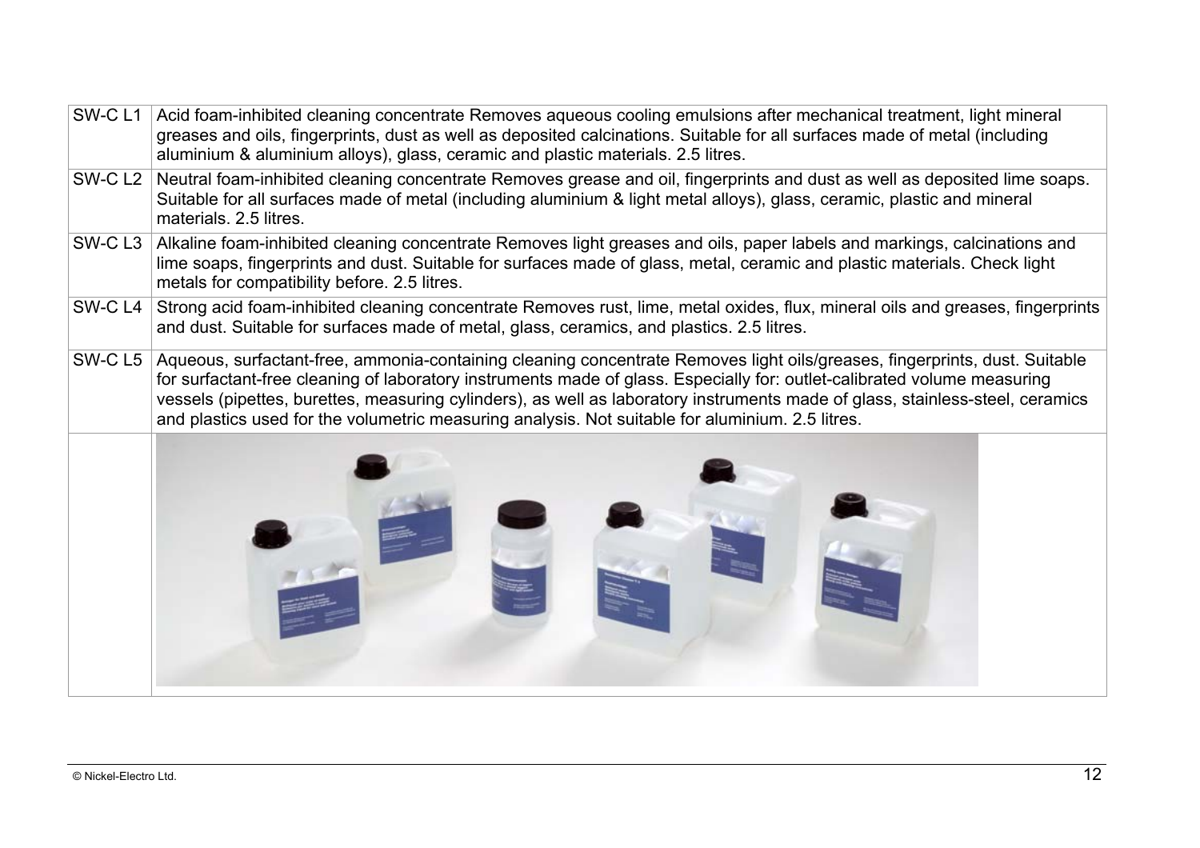| | |
|---|---|
| SW-C L1 | Acid foam-inhibited cleaning concentrate Removes aqueous cooling emulsions after mechanical treatment, light mineral greases and oils, fingerprints, dust as well as deposited calcinations. Suitable for all surfaces made of metal (including aluminium & aluminium alloys), glass, ceramic and plastic materials. 2.5 litres. |
| SW-C L2 | Neutral foam-inhibited cleaning concentrate Removes grease and oil, fingerprints and dust as well as deposited lime soaps. Suitable for all surfaces made of metal (including aluminium & light metal alloys), glass, ceramic, plastic and mineral materials. 2.5 litres. |
| SW-C L3 | Alkaline foam-inhibited cleaning concentrate Removes light greases and oils, paper labels and markings, calcinations and lime soaps, fingerprints and dust. Suitable for surfaces made of glass, metal, ceramic and plastic materials. Check light metals for compatibility before. 2.5 litres. |
| SW-C L4 | Strong acid foam-inhibited cleaning concentrate Removes rust, lime, metal oxides, flux, mineral oils and greases, fingerprints and dust. Suitable for surfaces made of metal, glass, ceramics, and plastics. 2.5 litres. |
| SW-C L5 | Aqueous, surfactant-free, ammonia-containing cleaning concentrate Removes light oils/greases, fingerprints, dust. Suitable for surfactant-free cleaning of laboratory instruments made of glass. Especially for: outlet-calibrated volume measuring vessels (pipettes, burettes, measuring cylinders), as well as laboratory instruments made of glass, stainless-steel, ceramics and plastics used for the volumetric measuring analysis. Not suitable for aluminium. 2.5 litres. |

© Nickel-Electro Ltd.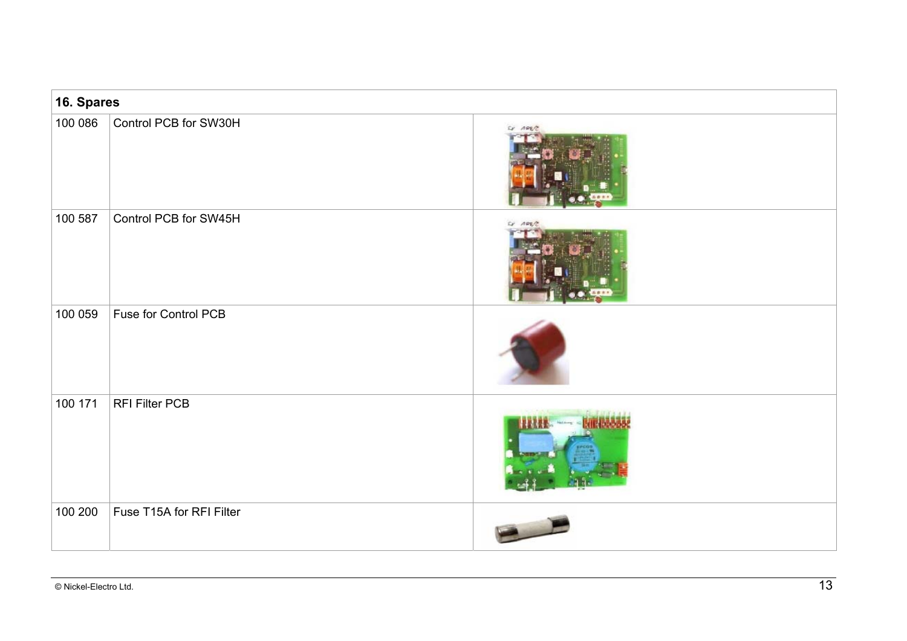| 16. Spares | | |
|---|---|---|
| 100 086 | Control PCB for SW30H | |
| 100 587 | Control PCB for SW45H | |
| 100 059 | Fuse for Control PCB | |
| 100 171 | RFI Filter PCB | |
| 100 200 | Fuse T15A for RFI Filter | |

© Nickel-Electro Ltd.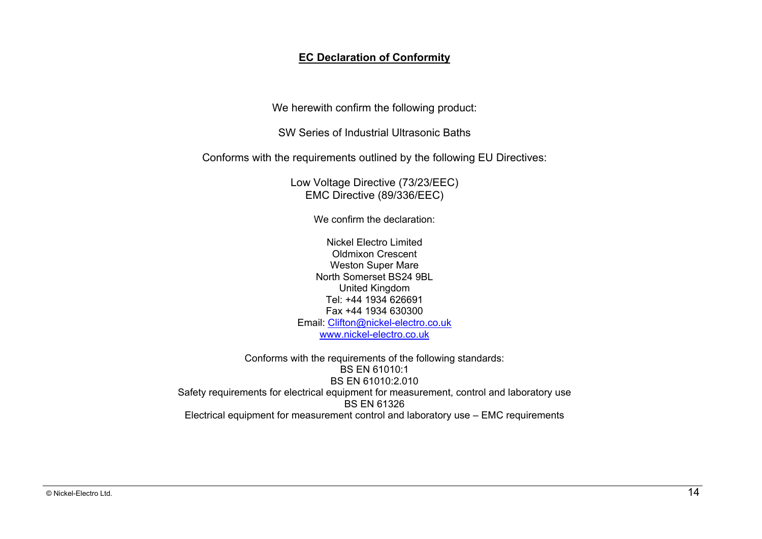# EC Declaration of Conformity

We herewith confirm the following product:

SW Series of Industrial Ultrasonic Baths

Conforms with the requirements outlined by the following EU Directives:

Low Voltage Directive (73/23/EEC)
EMC Directive (89/336/EEC)

We confirm the declaration:

Nickel Electro Limited
Oldmixon Crescent
Weston Super Mare
North Somerset BS24 9BL
United Kingdom
Tel: +44 1934 626691
Fax +44 1934 630300
Email: Clifton@nickel-electro.co.uk
www.nickel-electro.co.uk

Conforms with the requirements of the following standards:
BS EN 61010:1
BS EN 61010:2.010
Safety requirements for electrical equipment for measurement, control and laboratory use
BS EN 61326
Electrical equipment for measurement control and laboratory use – EMC requirements

© Nickel-Electro Ltd.